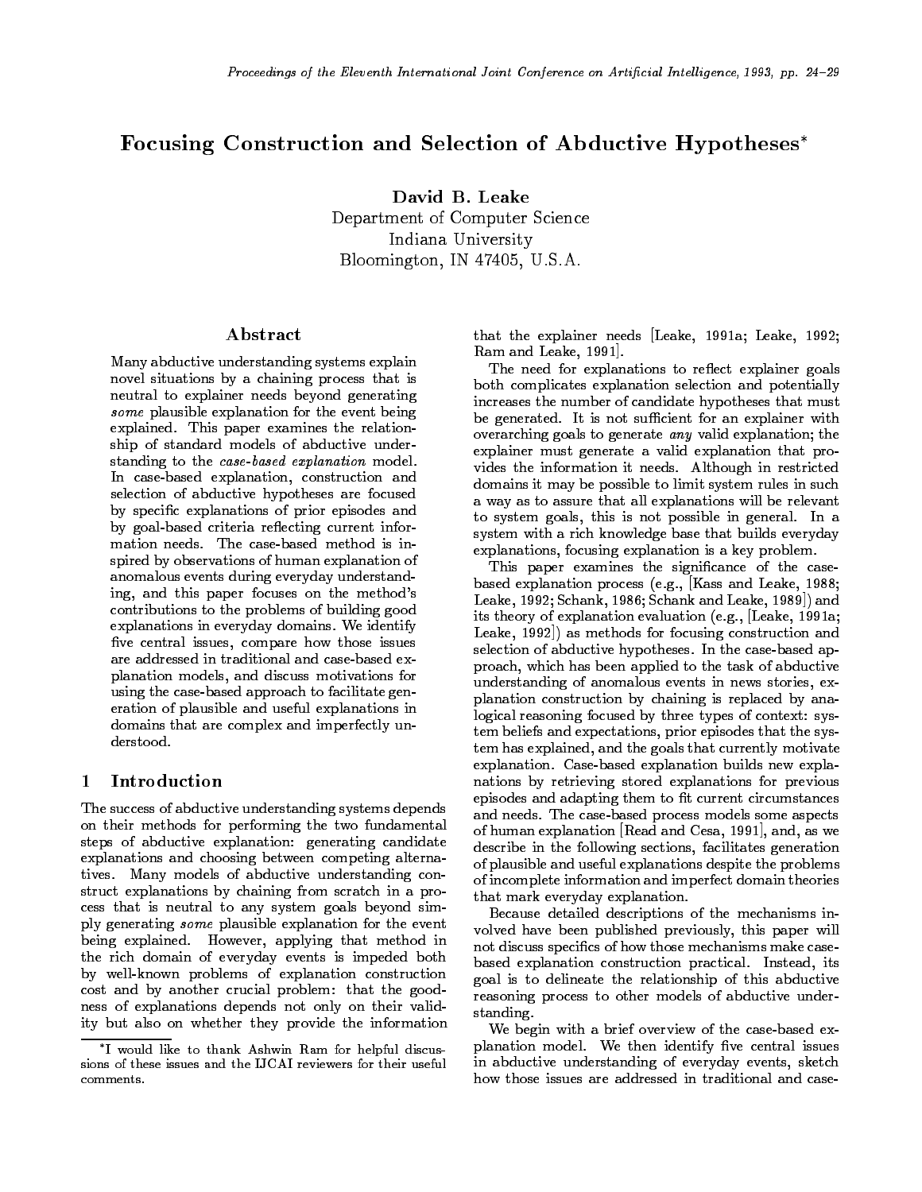# Focusing Construction and Selection of Abductive Hypotheses*

**David B. Leake**
Department of Computer Science
Indiana University
Bloomington, IN 47405, U.S.A.

## Abstract

Many abductive understanding systems explain novel situations by a chaining process that is neutral to explainer needs beyond generating *some* plausible explanation for the event being explained. This paper examines the relationship of standard models of abductive understanding to the *case-based explanation* model. In case-based explanation, construction and selection of abductive hypotheses are focused by specific explanations of prior episodes and by goal-based criteria reflecting current information needs. The case-based method is inspired by observations of human explanation of anomalous events during everyday understanding, and this paper focuses on the method's contributions to the problems of building good explanations in everyday domains. We identify five central issues, compare how those issues are addressed in traditional and case-based explanation models, and discuss motivations for using the case-based approach to facilitate generation of plausible and useful explanations in domains that are complex and imperfectly understood.

## 1 Introduction

The success of abductive understanding systems depends on their methods for performing the two fundamental steps of abductive explanation: generating candidate explanations and choosing between competing alternatives. Many models of abductive understanding construct explanations by chaining from scratch in a process that is neutral to any system goals beyond simply generating *some* plausible explanation for the event being explained. However, applying that method in the rich domain of everyday events is impeded both by well-known problems of explanation construction cost and by another crucial problem: that the goodness of explanations depends not only on their validity but also on whether they provide the information that the explainer needs [Leake, 1991a; Leake, 1992; Ram and Leake, 1991].

The need for explanations to reflect explainer goals both complicates explanation selection and potentially increases the number of candidate hypotheses that must be generated. It is not sufficient for an explainer with overarching goals to generate *any* valid explanation; the explainer must generate a valid explanation that provides the information it needs. Although in restricted domains it may be possible to limit system rules in such a way as to assure that all explanations will be relevant to system goals, this is not possible in general. In a system with a rich knowledge base that builds everyday explanations, focusing explanation is a key problem.

This paper examines the significance of the case-based explanation process (e.g., [Kass and Leake, 1988; Leake, 1992; Schank, 1986; Schank and Leake, 1989]) and its theory of explanation evaluation (e.g., [Leake, 1991a; Leake, 1992]) as methods for focusing construction and selection of abductive hypotheses. In the case-based approach, which has been applied to the task of abductive understanding of anomalous events in news stories, explanation construction by chaining is replaced by analogical reasoning focused by three types of context: system beliefs and expectations, prior episodes that the system has explained, and the goals that currently motivate explanation. Case-based explanation builds new explanations by retrieving stored explanations for previous episodes and adapting them to fit current circumstances and needs. The case-based process models some aspects of human explanation [Read and Cesa, 1991], and, as we describe in the following sections, facilitates generation of plausible and useful explanations despite the problems of incomplete information and imperfect domain theories that mark everyday explanation.

Because detailed descriptions of the mechanisms involved have been published previously, this paper will not discuss specifics of how those mechanisms make case-based explanation construction practical. Instead, its goal is to delineate the relationship of this abductive reasoning process to other models of abductive understanding.

We begin with a brief overview of the case-based explanation model. We then identify five central issues in abductive understanding of everyday events, sketch how those issues are addressed in traditional and case-

*I would like to thank Ashwin Ram for helpful discussions of these issues and the IJCAI reviewers for their useful comments.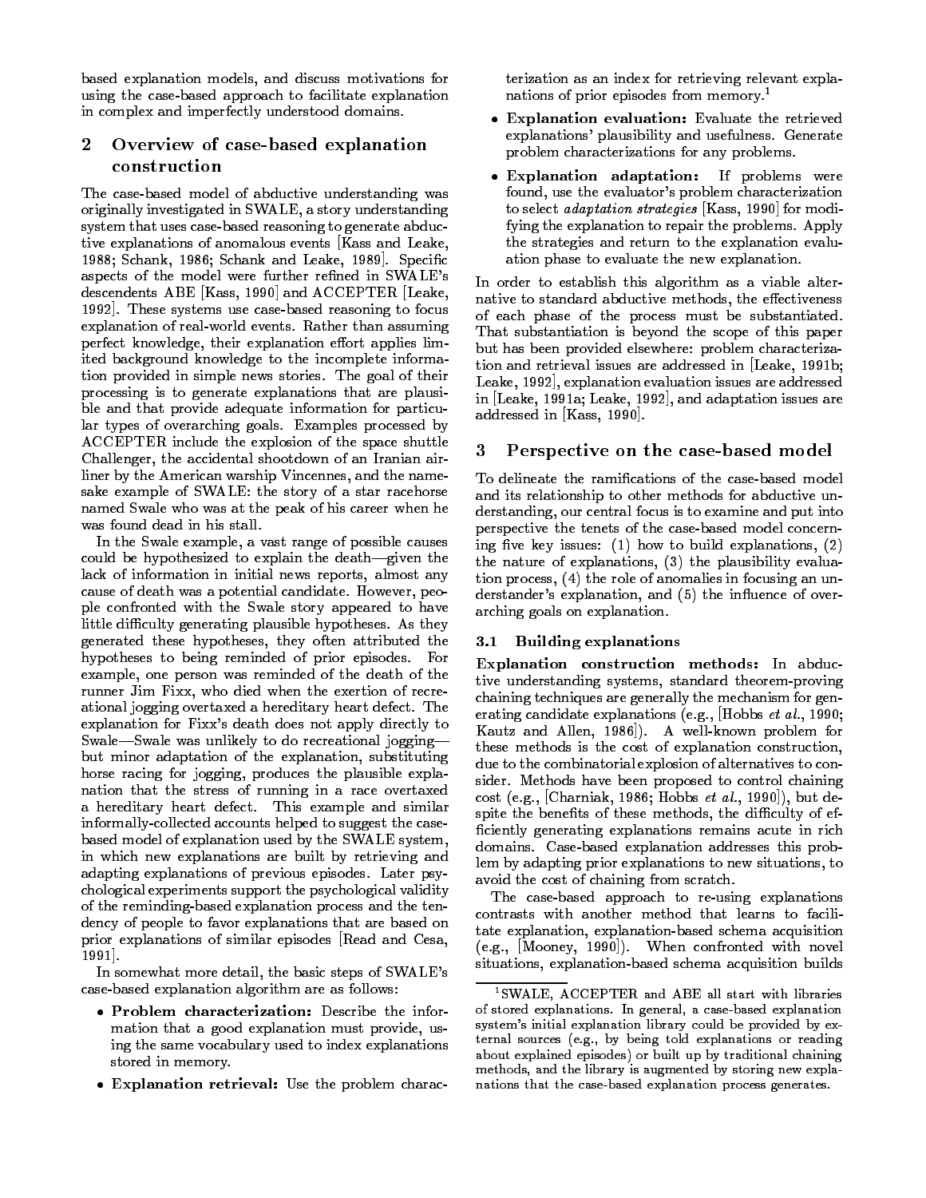based explanation models, and discuss motivations for using the case-based approach to facilitate explanation in complex and imperfectly understood domains.

## 2 Overview of case-based explanation construction

The case-based model of abductive understanding was originally investigated in SWALE, a story understanding system that uses case-based reasoning to generate abductive explanations of anomalous events [Kass and Leake, 1988; Schank, 1986; Schank and Leake, 1989]. Specific aspects of the model were further refined in SWALE's descendents ABE [Kass, 1990] and ACCEPTER [Leake, 1992]. These systems use case-based reasoning to focus explanation of real-world events. Rather than assuming perfect knowledge, their explanation effort applies limited background knowledge to the incomplete information provided in simple news stories. The goal of their processing is to generate explanations that are plausible and that provide adequate information for particular types of overarching goals. Examples processed by ACCEPTER include the explosion of the space shuttle Challenger, the accidental shootdown of an Iranian airliner by the American warship Vincennes, and the namesake example of SWALE: the story of a star racehorse named Swale who was at the peak of his career when he was found dead in his stall.

In the Swale example, a vast range of possible causes could be hypothesized to explain the death—given the lack of information in initial news reports, almost any cause of death was a potential candidate. However, people confronted with the Swale story appeared to have little difficulty generating plausible hypotheses. As they generated these hypotheses, they often attributed the hypotheses to being reminded of prior episodes. For example, one person was reminded of the death of the runner Jim Fixx, who died when the exertion of recreational jogging overtaxed a hereditary heart defect. The explanation for Fixx's death does not apply directly to Swale—Swale was unlikely to do recreational jogging—but minor adaptation of the explanation, substituting horse racing for jogging, produces the plausible explanation that the stress of running in a race overtaxed a hereditary heart defect. This example and similar informally-collected accounts helped to suggest the case-based model of explanation used by the SWALE system, in which new explanations are built by retrieving and adapting explanations of previous episodes. Later psychological experiments support the psychological validity of the reminding-based explanation process and the tendency of people to favor explanations that are based on prior explanations of similar episodes [Read and Cesa, 1991].

In somewhat more detail, the basic steps of SWALE's case-based explanation algorithm are as follows:

- **Problem characterization:** Describe the information that a good explanation must provide, using the same vocabulary used to index explanations stored in memory.
- **Explanation retrieval:** Use the problem characterization as an index for retrieving relevant explanations of prior episodes from memory.[1]
- **Explanation evaluation:** Evaluate the retrieved explanations' plausibility and usefulness. Generate problem characterizations for any problems.
- **Explanation adaptation:** If problems were found, use the evaluator's problem characterization to select *adaptation strategies* [Kass, 1990] for modifying the explanation to repair the problems. Apply the strategies and return to the explanation evaluation phase to evaluate the new explanation.

In order to establish this algorithm as a viable alternative to standard abductive methods, the effectiveness of each phase of the process must be substantiated. That substantiation is beyond the scope of this paper but has been provided elsewhere: problem characterization and retrieval issues are addressed in [Leake, 1991b; Leake, 1992], explanation evaluation issues are addressed in [Leake, 1991a; Leake, 1992], and adaptation issues are addressed in [Kass, 1990].

## 3 Perspective on the case-based model

To delineate the ramifications of the case-based model and its relationship to other methods for abductive understanding, our central focus is to examine and put into perspective the tenets of the case-based model concerning five key issues: (1) how to build explanations, (2) the nature of explanations, (3) the plausibility evaluation process, (4) the role of anomalies in focusing an understander's explanation, and (5) the influence of overarching goals on explanation.

### 3.1 Building explanations

**Explanation construction methods:** In abductive understanding systems, standard theorem-proving chaining techniques are generally the mechanism for generating candidate explanations (e.g., [Hobbs *et al.*, 1990; Kautz and Allen, 1986]). A well-known problem for these methods is the cost of explanation construction, due to the combinatorial explosion of alternatives to consider. Methods have been proposed to control chaining cost (e.g., [Charniak, 1986; Hobbs *et al.*, 1990]), but despite the benefits of these methods, the difficulty of efficiently generating explanations remains acute in rich domains. Case-based explanation addresses this problem by adapting prior explanations to new situations, to avoid the cost of chaining from scratch.

The case-based approach to re-using explanations contrasts with another method that learns to facilitate explanation, explanation-based schema acquisition (e.g., [Mooney, 1990]). When confronted with novel situations, explanation-based schema acquisition builds

[1] SWALE, ACCEPTER and ABE all start with libraries of stored explanations. In general, a case-based explanation system's initial explanation library could be provided by external sources (e.g., by being told explanations or reading about explained episodes) or built up by traditional chaining methods, and the library is augmented by storing new explanations that the case-based explanation process generates.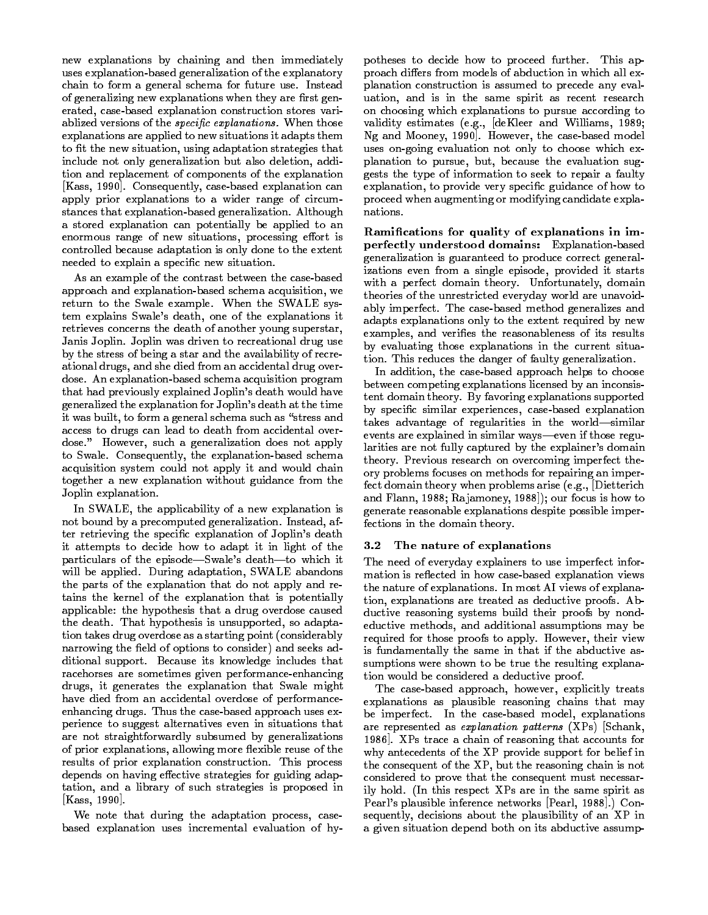new explanations by chaining and then immediately uses explanation-based generalization of the explanatory chain to form a general schema for future use. Instead of generalizing new explanations when they are first generated, case-based explanation construction stores variablized versions of the *specific explanations*. When those explanations are applied to new situations it adapts them to fit the new situation, using adaptation strategies that include not only generalization but also deletion, addition and replacement of components of the explanation [Kass, 1990]. Consequently, case-based explanation can apply prior explanations to a wider range of circumstances that explanation-based generalization. Although a stored explanation can potentially be applied to an enormous range of new situations, processing effort is controlled because adaptation is only done to the extent needed to explain a specific new situation.

As an example of the contrast between the case-based approach and explanation-based schema acquisition, we return to the Swale example. When the SWALE system explains Swale's death, one of the explanations it retrieves concerns the death of another young superstar, Janis Joplin. Joplin was driven to recreational drug use by the stress of being a star and the availability of recreational drugs, and she died from an accidental drug overdose. An explanation-based schema acquisition program that had previously explained Joplin's death would have generalized the explanation for Joplin's death at the time it was built, to form a general schema such as "stress and access to drugs can lead to death from accidental overdose." However, such a generalization does not apply to Swale. Consequently, the explanation-based schema acquisition system could not apply it and would chain together a new explanation without guidance from the Joplin explanation.

In SWALE, the applicability of a new explanation is not bound by a precomputed generalization. Instead, after retrieving the specific explanation of Joplin's death it attempts to decide how to adapt it in light of the particulars of the episode—Swale's death—to which it will be applied. During adaptation, SWALE abandons the parts of the explanation that do not apply and retains the kernel of the explanation that is potentially applicable: the hypothesis that a drug overdose caused the death. That hypothesis is unsupported, so adaptation takes drug overdose as a starting point (considerably narrowing the field of options to consider) and seeks additional support. Because its knowledge includes that racehorses are sometimes given performance-enhancing drugs, it generates the explanation that Swale might have died from an accidental overdose of performance-enhancing drugs. Thus the case-based approach uses experience to suggest alternatives even in situations that are not straightforwardly subsumed by generalizations of prior explanations, allowing more flexible reuse of the results of prior explanation construction. This process depends on having effective strategies for guiding adaptation, and a library of such strategies is proposed in [Kass, 1990].

We note that during the adaptation process, case-based explanation uses incremental evaluation of hypotheses to decide how to proceed further. This approach differs from models of abduction in which all explanation construction is assumed to precede any evaluation, and is in the same spirit as recent research on choosing which explanations to pursue according to validity estimates (e.g., [deKleer and Williams, 1989; Ng and Mooney, 1990]. However, the case-based model uses on-going evaluation not only to choose which explanation to pursue, but, because the evaluation suggests the type of information to seek to repair a faulty explanation, to provide very specific guidance of how to proceed when augmenting or modifying candidate explanations.

**Ramifications for quality of explanations in imperfectly understood domains:** Explanation-based generalization is guaranteed to produce correct generalizations even from a single episode, provided it starts with a perfect domain theory. Unfortunately, domain theories of the unrestricted everyday world are unavoidably imperfect. The case-based method generalizes and adapts explanations only to the extent required by new examples, and verifies the reasonableness of its results by evaluating those explanations in the current situation. This reduces the danger of faulty generalization.

In addition, the case-based approach helps to choose between competing explanations licensed by an inconsistent domain theory. By favoring explanations supported by specific similar experiences, case-based explanation takes advantage of regularities in the world—similar events are explained in similar ways—even if those regularities are not fully captured by the explainer's domain theory. Previous research on overcoming imperfect theory problems focuses on methods for repairing an imperfect domain theory when problems arise (e.g., [Dietterich and Flann, 1988; Rajamoney, 1988]); our focus is how to generate reasonable explanations despite possible imperfections in the domain theory.

### 3.2 The nature of explanations

The need of everyday explainers to use imperfect information is reflected in how case-based explanation views the nature of explanations. In most AI views of explanation, explanations are treated as deductive proofs. Abductive reasoning systems build their proofs by nondeductive methods, and additional assumptions may be required for those proofs to apply. However, their view is fundamentally the same in that if the abductive assumptions were shown to be true the resulting explanation would be considered a deductive proof.

The case-based approach, however, explicitly treats explanations as plausible reasoning chains that may be imperfect. In the case-based model, explanations are represented as *explanation patterns* (XPs) [Schank, 1986]. XPs trace a chain of reasoning that accounts for why antecedents of the XP provide support for belief in the consequent of the XP, but the reasoning chain is not considered to prove that the consequent must necessarily hold. (In this respect XPs are in the same spirit as Pearl's plausible inference networks [Pearl, 1988].) Consequently, decisions about the plausibility of an XP in a given situation depend both on its abductive assump-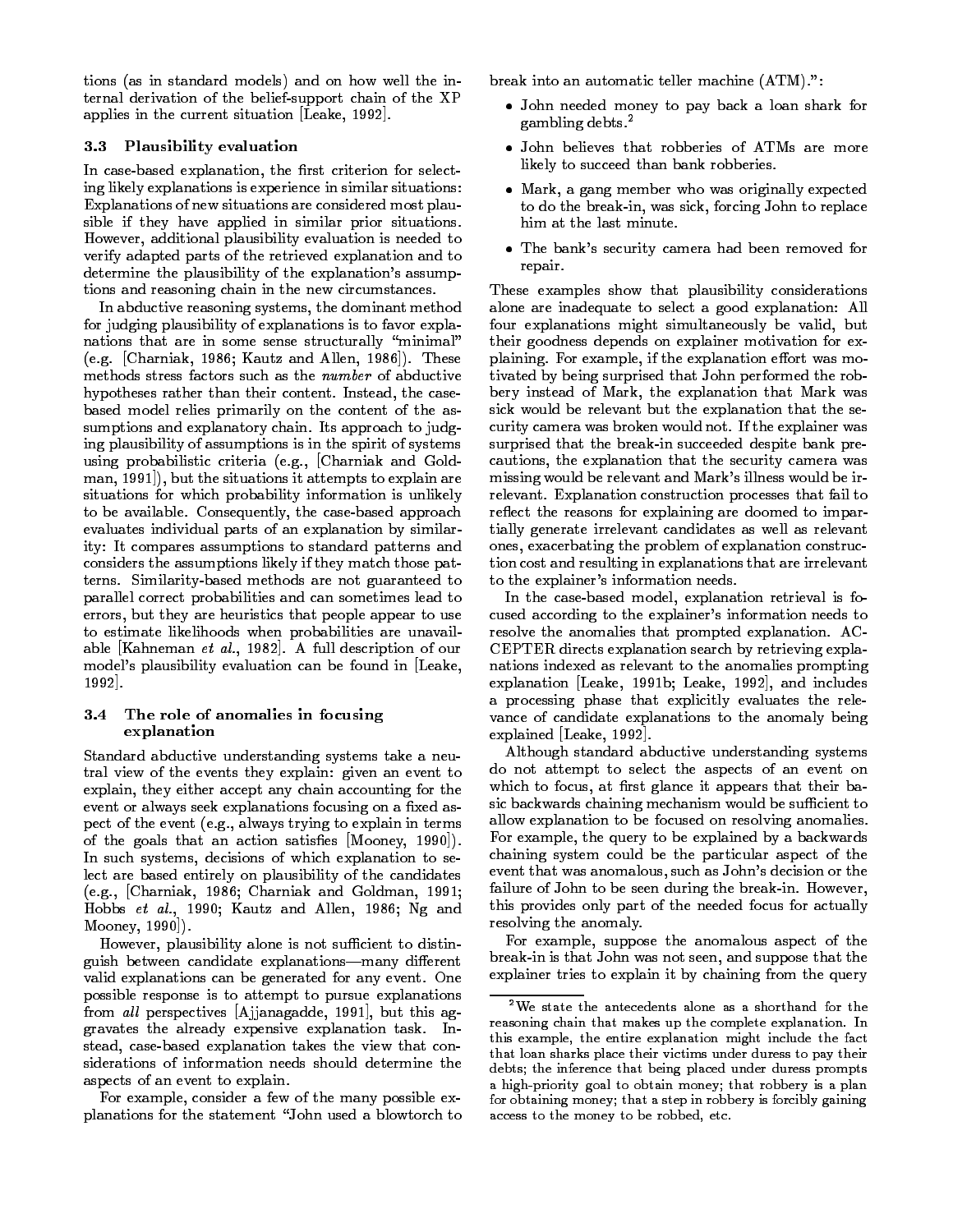tions (as in standard models) and on how well the internal derivation of the belief-support chain of the XP applies in the current situation [Leake, 1992].

### 3.3 Plausibility evaluation

In case-based explanation, the first criterion for selecting likely explanations is experience in similar situations: Explanations of new situations are considered most plausible if they have applied in similar prior situations. However, additional plausibility evaluation is needed to verify adapted parts of the retrieved explanation and to determine the plausibility of the explanation's assumptions and reasoning chain in the new circumstances.

In abductive reasoning systems, the dominant method for judging plausibility of explanations is to favor explanations that are in some sense structurally "minimal" (e.g. [Charniak, 1986; Kautz and Allen, 1986]). These methods stress factors such as the *number* of abductive hypotheses rather than their content. Instead, the case-based model relies primarily on the content of the assumptions and explanatory chain. Its approach to judging plausibility of assumptions is in the spirit of systems using probabilistic criteria (e.g., [Charniak and Goldman, 1991]), but the situations it attempts to explain are situations for which probability information is unlikely to be available. Consequently, the case-based approach evaluates individual parts of an explanation by similarity: It compares assumptions to standard patterns and considers the assumptions likely if they match those patterns. Similarity-based methods are not guaranteed to parallel correct probabilities and can sometimes lead to errors, but they are heuristics that people appear to use to estimate likelihoods when probabilities are unavailable [Kahneman *et al.*, 1982]. A full description of our model's plausibility evaluation can be found in [Leake, 1992].

### 3.4 The role of anomalies in focusing explanation

Standard abductive understanding systems take a neutral view of the events they explain: given an event to explain, they either accept any chain accounting for the event or always seek explanations focusing on a fixed aspect of the event (e.g., always trying to explain in terms of the goals that an action satisfies [Mooney, 1990]). In such systems, decisions of which explanation to select are based entirely on plausibility of the candidates (e.g., [Charniak, 1986; Charniak and Goldman, 1991; Hobbs *et al.*, 1990; Kautz and Allen, 1986; Ng and Mooney, 1990]).

However, plausibility alone is not sufficient to distinguish between candidate explanations—many different valid explanations can be generated for any event. One possible response is to attempt to pursue explanations from *all* perspectives [Ajjanagadde, 1991], but this aggravates the already expensive explanation task. Instead, case-based explanation takes the view that considerations of information needs should determine the aspects of an event to explain.

For example, consider a few of the many possible explanations for the statement "John used a blowtorch to break into an automatic teller machine (ATM).":

- John needed money to pay back a loan shark for gambling debts.[2]
- John believes that robberies of ATMs are more likely to succeed than bank robberies.
- Mark, a gang member who was originally expected to do the break-in, was sick, forcing John to replace him at the last minute.
- The bank's security camera had been removed for repair.

These examples show that plausibility considerations alone are inadequate to select a good explanation: All four explanations might simultaneously be valid, but their goodness depends on explainer motivation for explaining. For example, if the explanation effort was motivated by being surprised that John performed the robbery instead of Mark, the explanation that Mark was sick would be relevant but the explanation that the security camera was broken would not. If the explainer was surprised that the break-in succeeded despite bank precautions, the explanation that the security camera was missing would be relevant and Mark's illness would be irrelevant. Explanation construction processes that fail to reflect the reasons for explaining are doomed to impartially generate irrelevant candidates as well as relevant ones, exacerbating the problem of explanation construction cost and resulting in explanations that are irrelevant to the explainer's information needs.

In the case-based model, explanation retrieval is focused according to the explainer's information needs to resolve the anomalies that prompted explanation. ACCEPTER directs explanation search by retrieving explanations indexed as relevant to the anomalies prompting explanation [Leake, 1991b; Leake, 1992], and includes a processing phase that explicitly evaluates the relevance of candidate explanations to the anomaly being explained [Leake, 1992].

Although standard abductive understanding systems do not attempt to select the aspects of an event on which to focus, at first glance it appears that their basic backwards chaining mechanism would be sufficient to allow explanation to be focused on resolving anomalies. For example, the query to be explained by a backwards chaining system could be the particular aspect of the event that was anomalous, such as John's decision or the failure of John to be seen during the break-in. However, this provides only part of the needed focus for actually resolving the anomaly.

For example, suppose the anomalous aspect of the break-in is that John was not seen, and suppose that the explainer tries to explain it by chaining from the query

[2] We state the antecedents alone as a shorthand for the reasoning chain that makes up the complete explanation. In this example, the entire explanation might include the fact that loan sharks place their victims under duress to pay their debts; the inference that being placed under duress prompts a high-priority goal to obtain money; that robbery is a plan for obtaining money; that a step in robbery is forcibly gaining access to the money to be robbed, etc.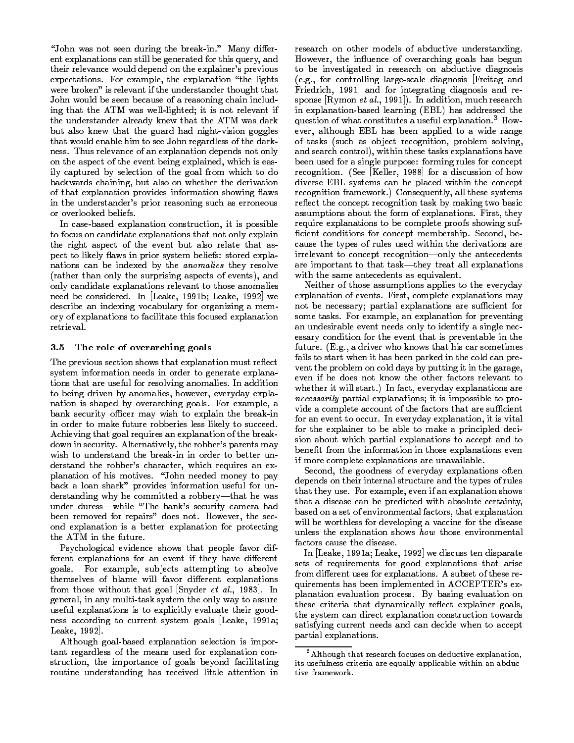"John was not seen during the break-in." Many different explanations can still be generated for this query, and their relevance would depend on the explainer's previous expectations. For example, the explanation "the lights were broken" is relevant if the understander thought that John would be seen because of a reasoning chain including that the ATM was well-lighted; it is not relevant if the understander already knew that the ATM was dark but also knew that the guard had night-vision goggles that would enable him to see John regardless of the darkness. Thus relevance of an explanation depends not only on the aspect of the event being explained, which is easily captured by selection of the goal from which to do backwards chaining, but also on whether the derivation of that explanation provides information showing flaws in the understander's prior reasoning such as erroneous or overlooked beliefs.

In case-based explanation construction, it is possible to focus on candidate explanations that not only explain the right aspect of the event but also relate that aspect to likely flaws in prior system beliefs: stored explanations can be indexed by the *anomalies* they resolve (rather than only the surprising aspects of events), and only candidate explanations relevant to those anomalies need be considered. In [Leake, 1991b; Leake, 1992] we describe an indexing vocabulary for organizing a memory of explanations to facilitate this focused explanation retrieval.

### 3.5 The role of overarching goals

The previous section shows that explanation must reflect system information needs in order to generate explanations that are useful for resolving anomalies. In addition to being driven by anomalies, however, everyday explanation is shaped by overarching goals. For example, a bank security officer may wish to explain the break-in in order to make future robberies less likely to succeed. Achieving that goal requires an explanation of the breakdown in security. Alternatively, the robber's parents may wish to understand the break-in in order to better understand the robber's character, which requires an explanation of his motives. "John needed money to pay back a loan shark" provides information useful for understanding why he committed a robbery—that he was under duress—while "The bank's security camera had been removed for repairs" does not. However, the second explanation is a better explanation for protecting the ATM in the future.

Psychological evidence shows that people favor different explanations for an event if they have different goals. For example, subjects attempting to absolve themselves of blame will favor different explanations from those without that goal [Snyder *et al.*, 1983]. In general, in any multi-task system the only way to assure useful explanations is to explicitly evaluate their goodness according to current system goals [Leake, 1991a; Leake, 1992].

Although goal-based explanation selection is important regardless of the means used for explanation construction, the importance of goals beyond facilitating routine understanding has received little attention in research on other models of abductive understanding. However, the influence of overarching goals has begun to be investigated in research on abductive diagnosis (e.g., for controlling large-scale diagnosis [Freitag and Friedrich, 1991] and for integrating diagnosis and response [Rymon *et al.*, 1991]). In addition, much research in explanation-based learning (EBL) has addressed the question of what constitutes a useful explanation.[3] However, although EBL has been applied to a wide range of tasks (such as object recognition, problem solving, and search control), within these tasks explanations have been used for a single purpose: forming rules for concept recognition. (See [Keller, 1988] for a discussion of how diverse EBL systems can be placed within the concept recognition framework.) Consequently, all these systems reflect the concept recognition task by making two basic assumptions about the form of explanations. First, they require explanations to be complete proofs showing sufficient conditions for concept membership. Second, because the types of rules used within the derivations are irrelevant to concept recognition—only the antecedents are important to that task—they treat all explanations with the same antecedents as equivalent.

Neither of those assumptions applies to the everyday explanation of events. First, complete explanations may not be necessary; partial explanations are sufficient for some tasks. For example, an explanation for preventing an undesirable event needs only to identify a single necessary condition for the event that is preventable in the future. (E.g., a driver who knows that his car sometimes fails to start when it has been parked in the cold can prevent the problem on cold days by putting it in the garage, even if he does not know the other factors relevant to whether it will start.) In fact, everyday explanations are *necessarily* partial explanations; it is impossible to provide a complete account of the factors that are sufficient for an event to occur. In everyday explanation, it is vital for the explainer to be able to make a principled decision about which partial explanations to accept and to benefit from the information in those explanations even if more complete explanations are unavailable.

Second, the goodness of everyday explanations often depends on their internal structure and the types of rules that they use. For example, even if an explanation shows that a disease can be predicted with absolute certainty, based on a set of environmental factors, that explanation will be worthless for developing a vaccine for the disease unless the explanation shows *how* those environmental factors cause the disease.

In [Leake, 1991a; Leake, 1992] we discuss ten disparate sets of requirements for good explanations that arise from different uses for explanations. A subset of these requirements has been implemented in ACCEPTER's explanation evaluation process. By basing evaluation on these criteria that dynamically reflect explainer goals, the system can direct explanation construction towards satisfying current needs and can decide when to accept partial explanations.

[3] Although that research focuses on deductive explanation, its usefulness criteria are equally applicable within an abductive framework.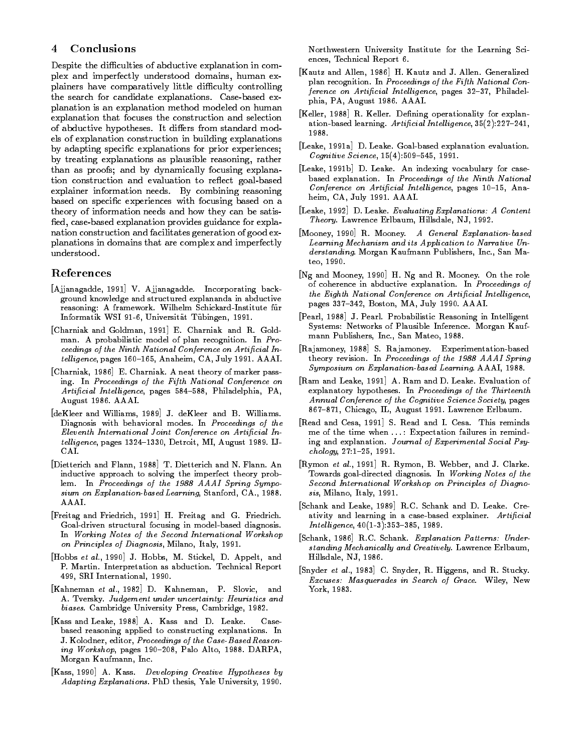## 4 Conclusions

Despite the difficulties of abductive explanation in complex and imperfectly understood domains, human explainers have comparatively little difficulty controlling the search for candidate explanations. Case-based explanation is an explanation method modeled on human explanation that focuses the construction and selection of abductive hypotheses. It differs from standard models of explanation construction in building explanations by adapting specific explanations for prior experiences; by treating explanations as plausible reasoning, rather than as proofs; and by dynamically focusing explanation construction and evaluation to reflect goal-based explainer information needs. By combining reasoning based on specific experiences with focusing based on a theory of information needs and how they can be satisfied, case-based explanation provides guidance for explanation construction and facilitates generation of good explanations in domains that are complex and imperfectly understood.

## References

[Ajjanagadde, 1991] V. Ajjanagadde. Incorporating background knowledge and structured explananda in abductive reasoning: A framework. Wilhelm Schickard-Institute für Informatik WSI 91-6, Universität Tübingen, 1991.

[Charniak and Goldman, 1991] E. Charniak and R. Goldman. A probabilistic model of plan recognition. In *Proceedings of the Ninth National Conference on Artificial Intelligence*, pages 160–165, Anaheim, CA, July 1991. AAAI.

[Charniak, 1986] E. Charniak. A neat theory of marker passing. In *Proceedings of the Fifth National Conference on Artificial Intelligence*, pages 584–588, Philadelphia, PA, August 1986. AAAI.

[deKleer and Williams, 1989] J. deKleer and B. Williams. Diagnosis with behavioral modes. In *Proceedings of the Eleventh International Joint Conference on Artificial Intelligence*, pages 1324–1330, Detroit, MI, August 1989. IJCAI.

[Dietterich and Flann, 1988] T. Dietterich and N. Flann. An inductive approach to solving the imperfect theory problem. In *Proceedings of the 1988 AAAI Spring Symposium on Explanation-based Learning*, Stanford, CA., 1988. AAAI.

[Freitag and Friedrich, 1991] H. Freitag and G. Friedrich. Goal-driven structural focusing in model-based diagnosis. In *Working Notes of the Second International Workshop on Principles of Diagnosis*, Milano, Italy, 1991.

[Hobbs *et al.*, 1990] J. Hobbs, M. Stickel, D. Appelt, and P. Martin. Interpretation as abduction. Technical Report 499, SRI International, 1990.

[Kahneman *et al.*, 1982] D. Kahneman, P. Slovic, and A. Tversky. *Judgement under uncertainty: Heuristics and biases*. Cambridge University Press, Cambridge, 1982.

[Kass and Leake, 1988] A. Kass and D. Leake. Case-based reasoning applied to constructing explanations. In J. Kolodner, editor, *Proceedings of the Case-Based Reasoning Workshop*, pages 190–208, Palo Alto, 1988. DARPA, Morgan Kaufmann, Inc.

[Kass, 1990] A. Kass. *Developing Creative Hypotheses by Adapting Explanations*. PhD thesis, Yale University, 1990. Northwestern University Institute for the Learning Sciences, Technical Report 6.

[Kautz and Allen, 1986] H. Kautz and J. Allen. Generalized plan recognition. In *Proceedings of the Fifth National Conference on Artificial Intelligence*, pages 32–37, Philadelphia, PA, August 1986. AAAI.

[Keller, 1988] R. Keller. Defining operationality for explanation-based learning. *Artificial Intelligence*, 35(2):227–241, 1988.

[Leake, 1991a] D. Leake. Goal-based explanation evaluation. *Cognitive Science*, 15(4):509–545, 1991.

[Leake, 1991b] D. Leake. An indexing vocabulary for case-based explanation. In *Proceedings of the Ninth National Conference on Artificial Intelligence*, pages 10–15, Anaheim, CA, July 1991. AAAI.

[Leake, 1992] D. Leake. *Evaluating Explanations: A Content Theory*. Lawrence Erlbaum, Hillsdale, NJ, 1992.

[Mooney, 1990] R. Mooney. *A General Explanation-based Learning Mechanism and its Application to Narrative Understanding*. Morgan Kaufmann Publishers, Inc., San Mateo, 1990.

[Ng and Mooney, 1990] H. Ng and R. Mooney. On the role of coherence in abductive explanation. In *Proceedings of the Eighth National Conference on Artificial Intelligence*, pages 337–342, Boston, MA, July 1990. AAAI.

[Pearl, 1988] J. Pearl. Probabilistic Reasoning in Intelligent Systems: Networks of Plausible Inference. Morgan Kaufmann Publishers, Inc., San Mateo, 1988.

[Rajamoney, 1988] S. Rajamoney. Experimentation-based theory revision. In *Proceedings of the 1988 AAAI Spring Symposium on Explanation-based Learning*. AAAI, 1988.

[Ram and Leake, 1991] A. Ram and D. Leake. Evaluation of explanatory hypotheses. In *Proceedings of the Thirteenth Annual Conference of the Cognitive Science Society*, pages 867–871, Chicago, IL, August 1991. Lawrence Erlbaum.

[Read and Cesa, 1991] S. Read and I. Cesa. This reminds me of the time when ...: Expectation failures in reminding and explanation. *Journal of Experimental Social Psychology*, 27:1–25, 1991.

[Rymon *et al.*, 1991] R. Rymon, B. Webber, and J. Clarke. Towards goal-directed diagnosis. In *Working Notes of the Second International Workshop on Principles of Diagnosis*, Milano, Italy, 1991.

[Schank and Leake, 1989] R.C. Schank and D. Leake. Creativity and learning in a case-based explainer. *Artificial Intelligence*, 40(1-3):353–385, 1989.

[Schank, 1986] R.C. Schank. *Explanation Patterns: Understanding Mechanically and Creatively*. Lawrence Erlbaum, Hillsdale, NJ, 1986.

[Snyder *et al.*, 1983] C. Snyder, R. Higgens, and R. Stucky. *Excuses: Masquerades in Search of Grace*. Wiley, New York, 1983.